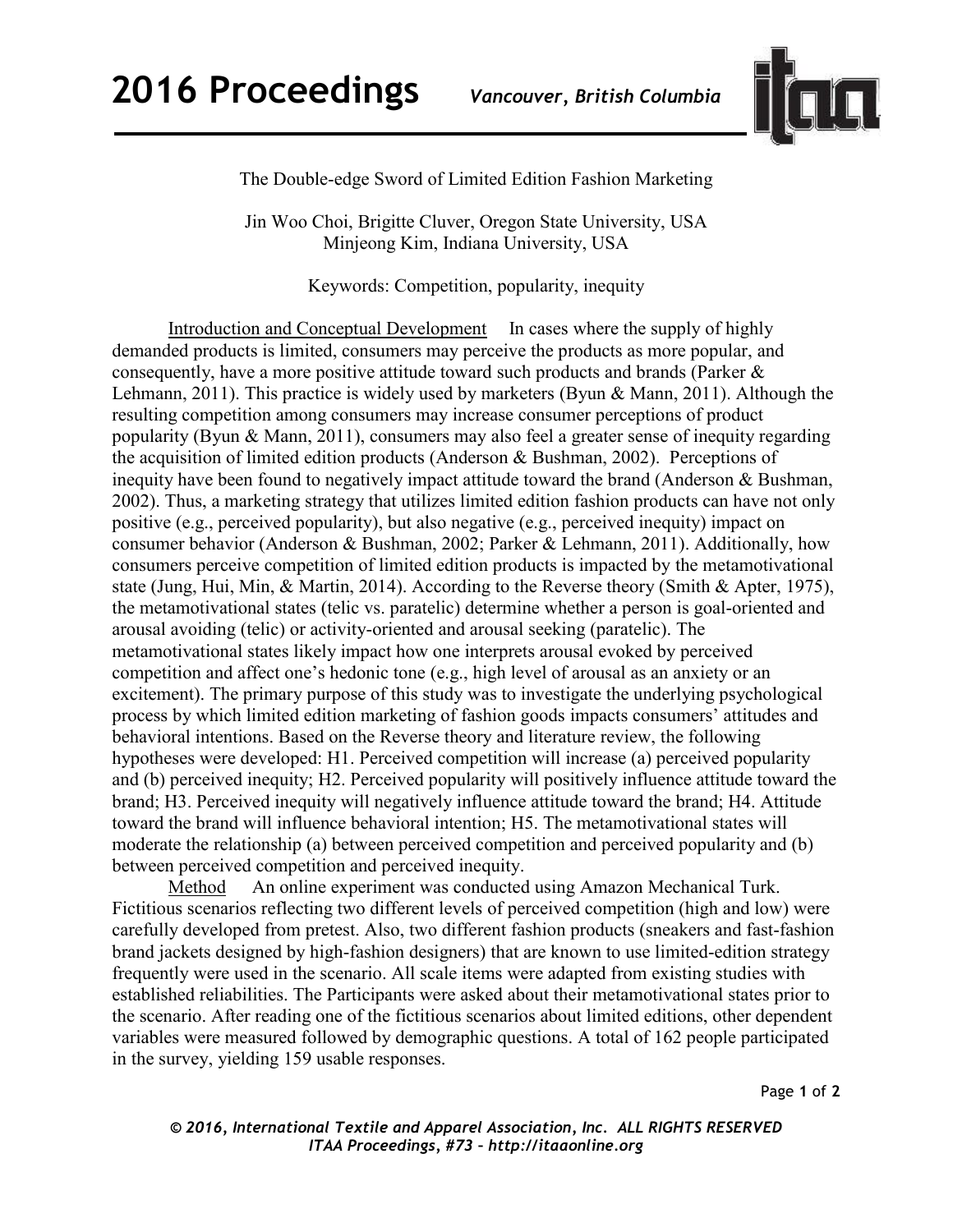# The Double-edge Sword of Limited Edition Fashion Marketing

Jin Woo Choi, Brigitte Cluver, Oregon State University, USA
Minjeong Kim, Indiana University, USA

Keywords: Competition, popularity, inequity

Introduction and Conceptual Development In cases where the supply of highly demanded products is limited, consumers may perceive the products as more popular, and consequently, have a more positive attitude toward such products and brands (Parker & Lehmann, 2011). This practice is widely used by marketers (Byun & Mann, 2011). Although the resulting competition among consumers may increase consumer perceptions of product popularity (Byun & Mann, 2011), consumers may also feel a greater sense of inequity regarding the acquisition of limited edition products (Anderson & Bushman, 2002). Perceptions of inequity have been found to negatively impact attitude toward the brand (Anderson & Bushman, 2002). Thus, a marketing strategy that utilizes limited edition fashion products can have not only positive (e.g., perceived popularity), but also negative (e.g., perceived inequity) impact on consumer behavior (Anderson & Bushman, 2002; Parker & Lehmann, 2011). Additionally, how consumers perceive competition of limited edition products is impacted by the metamotivational state (Jung, Hui, Min, & Martin, 2014). According to the Reverse theory (Smith & Apter, 1975), the metamotivational states (telic vs. paratelic) determine whether a person is goal-oriented and arousal avoiding (telic) or activity-oriented and arousal seeking (paratelic). The metamotivational states likely impact how one interprets arousal evoked by perceived competition and affect one's hedonic tone (e.g., high level of arousal as an anxiety or an excitement). The primary purpose of this study was to investigate the underlying psychological process by which limited edition marketing of fashion goods impacts consumers' attitudes and behavioral intentions. Based on the Reverse theory and literature review, the following hypotheses were developed: H1. Perceived competition will increase (a) perceived popularity and (b) perceived inequity; H2. Perceived popularity will positively influence attitude toward the brand; H3. Perceived inequity will negatively influence attitude toward the brand; H4. Attitude toward the brand will influence behavioral intention; H5. The metamotivational states will moderate the relationship (a) between perceived competition and perceived popularity and (b) between perceived competition and perceived inequity.

Method An online experiment was conducted using Amazon Mechanical Turk. Fictitious scenarios reflecting two different levels of perceived competition (high and low) were carefully developed from pretest. Also, two different fashion products (sneakers and fast-fashion brand jackets designed by high-fashion designers) that are known to use limited-edition strategy frequently were used in the scenario. All scale items were adapted from existing studies with established reliabilities. The Participants were asked about their metamotivational states prior to the scenario. After reading one of the fictitious scenarios about limited editions, other dependent variables were measured followed by demographic questions. A total of 162 people participated in the survey, yielding 159 usable responses.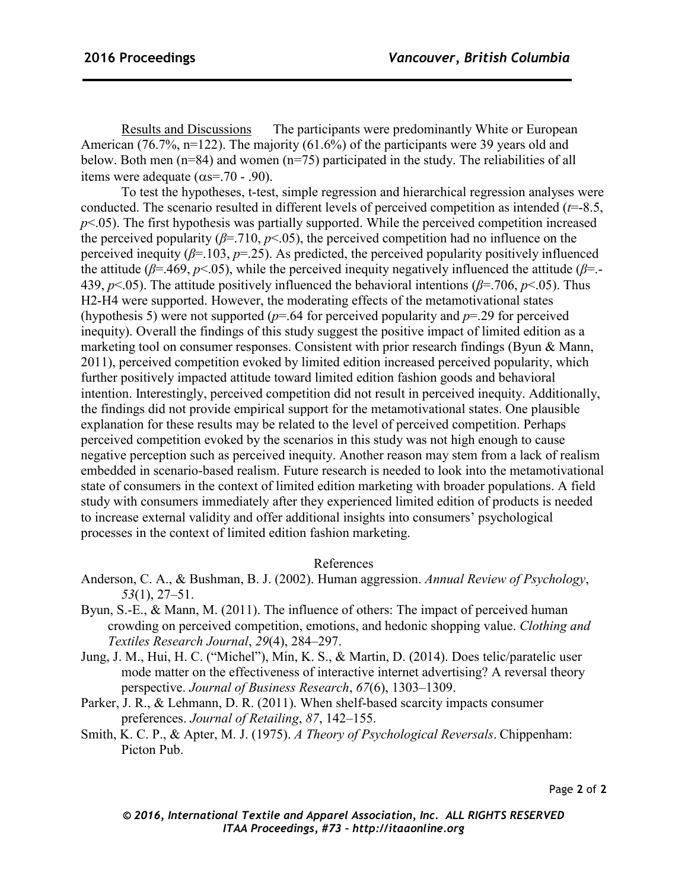Results and Discussions The participants were predominantly White or European American (76.7%, n=122). The majority (61.6%) of the participants were 39 years old and below. Both men (n=84) and women (n=75) participated in the study. The reliabilities of all items were adequate ($\alpha$s=.70 - .90).

To test the hypotheses, t-test, simple regression and hierarchical regression analyses were conducted. The scenario resulted in different levels of perceived competition as intended ($t$=-8.5, $p$<.05). The first hypothesis was partially supported. While the perceived competition increased the perceived popularity ($\beta$=.710, $p$<.05), the perceived competition had no influence on the perceived inequity ($\beta$=.103, $p$=.25). As predicted, the perceived popularity positively influenced the attitude ($\beta$=.469, $p$<.05), while the perceived inequity negatively influenced the attitude ($\beta$=.-439, $p$<.05). The attitude positively influenced the behavioral intentions ($\beta$=.706, $p$<.05). Thus H2-H4 were supported. However, the moderating effects of the metamotivational states (hypothesis 5) were not supported ($p$=.64 for perceived popularity and $p$=.29 for perceived inequity). Overall the findings of this study suggest the positive impact of limited edition as a marketing tool on consumer responses. Consistent with prior research findings (Byun & Mann, 2011), perceived competition evoked by limited edition increased perceived popularity, which further positively impacted attitude toward limited edition fashion goods and behavioral intention. Interestingly, perceived competition did not result in perceived inequity. Additionally, the findings did not provide empirical support for the metamotivational states. One plausible explanation for these results may be related to the level of perceived competition. Perhaps perceived competition evoked by the scenarios in this study was not high enough to cause negative perception such as perceived inequity. Another reason may stem from a lack of realism embedded in scenario-based realism. Future research is needed to look into the metamotivational state of consumers in the context of limited edition marketing with broader populations. A field study with consumers immediately after they experienced limited edition of products is needed to increase external validity and offer additional insights into consumers' psychological processes in the context of limited edition fashion marketing.

## References

Anderson, C. A., & Bushman, B. J. (2002). Human aggression. *Annual Review of Psychology*, *53*(1), 27–51.

Byun, S.-E., & Mann, M. (2011). The influence of others: The impact of perceived human crowding on perceived competition, emotions, and hedonic shopping value. *Clothing and Textiles Research Journal*, *29*(4), 284–297.

Jung, J. M., Hui, H. C. ("Michel"), Min, K. S., & Martin, D. (2014). Does telic/paratelic user mode matter on the effectiveness of interactive internet advertising? A reversal theory perspective. *Journal of Business Research*, *67*(6), 1303–1309.

Parker, J. R., & Lehmann, D. R. (2011). When shelf-based scarcity impacts consumer preferences. *Journal of Retailing*, *87*, 142–155.

Smith, K. C. P., & Apter, M. J. (1975). *A Theory of Psychological Reversals*. Chippenham: Picton Pub.